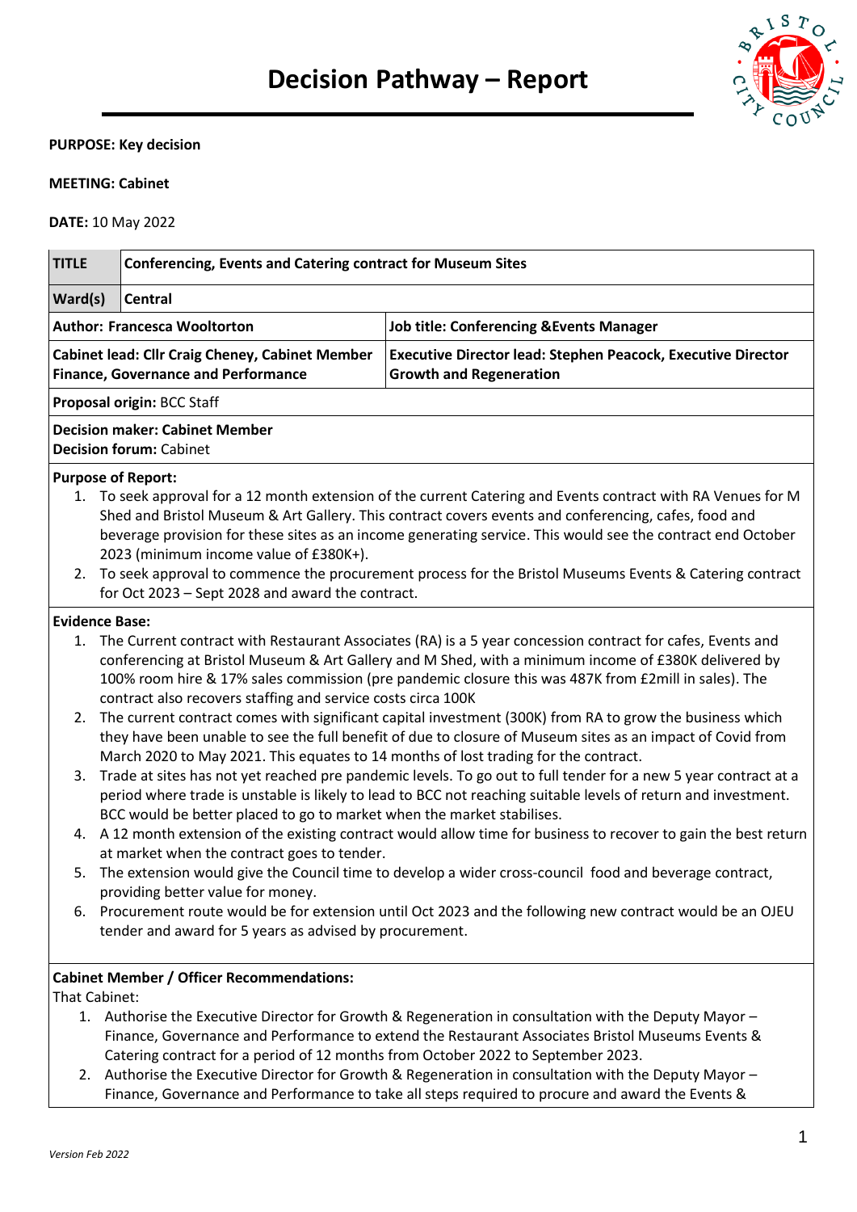# Decision Pathway – Report

**PURPOSE: Key decision**

**MEETING: Cabinet**

**DATE:** 10 May 2022

| **TITLE** | **Conferencing, Events and Catering contract for Museum Sites** | |
|---|---|---|
| **Ward(s)** | **Central** | |
| **Author: Francesca Wooltorton** | | **Job title: Conferencing &Events Manager** |
| **Cabinet lead: Cllr Craig Cheney, Cabinet Member Finance, Governance and Performance** | | **Executive Director lead: Stephen Peacock, Executive Director Growth and Regeneration** |
| **Proposal origin:** BCC Staff | | |
| **Decision maker: Cabinet Member**<br>**Decision forum:** Cabinet | | |

**Purpose of Report:**

1. To seek approval for a 12 month extension of the current Catering and Events contract with RA Venues for M Shed and Bristol Museum & Art Gallery. This contract covers events and conferencing, cafes, food and beverage provision for these sites as an income generating service. This would see the contract end October 2023 (minimum income value of £380K+).
2. To seek approval to commence the procurement process for the Bristol Museums Events & Catering contract for Oct 2023 – Sept 2028 and award the contract.

**Evidence Base:**

1. The Current contract with Restaurant Associates (RA) is a 5 year concession contract for cafes, Events and conferencing at Bristol Museum & Art Gallery and M Shed, with a minimum income of £380K delivered by 100% room hire & 17% sales commission (pre pandemic closure this was 487K from £2mill in sales). The contract also recovers staffing and service costs circa 100K
2. The current contract comes with significant capital investment (300K) from RA to grow the business which they have been unable to see the full benefit of due to closure of Museum sites as an impact of Covid from March 2020 to May 2021. This equates to 14 months of lost trading for the contract.
3. Trade at sites has not yet reached pre pandemic levels. To go out to full tender for a new 5 year contract at a period where trade is unstable is likely to lead to BCC not reaching suitable levels of return and investment. BCC would be better placed to go to market when the market stabilises.
4. A 12 month extension of the existing contract would allow time for business to recover to gain the best return at market when the contract goes to tender.
5. The extension would give the Council time to develop a wider cross-council food and beverage contract, providing better value for money.
6. Procurement route would be for extension until Oct 2023 and the following new contract would be an OJEU tender and award for 5 years as advised by procurement.

**Cabinet Member / Officer Recommendations:**

That Cabinet:

1. Authorise the Executive Director for Growth & Regeneration in consultation with the Deputy Mayor – Finance, Governance and Performance to extend the Restaurant Associates Bristol Museums Events & Catering contract for a period of 12 months from October 2022 to September 2023.
2. Authorise the Executive Director for Growth & Regeneration in consultation with the Deputy Mayor – Finance, Governance and Performance to take all steps required to procure and award the Events &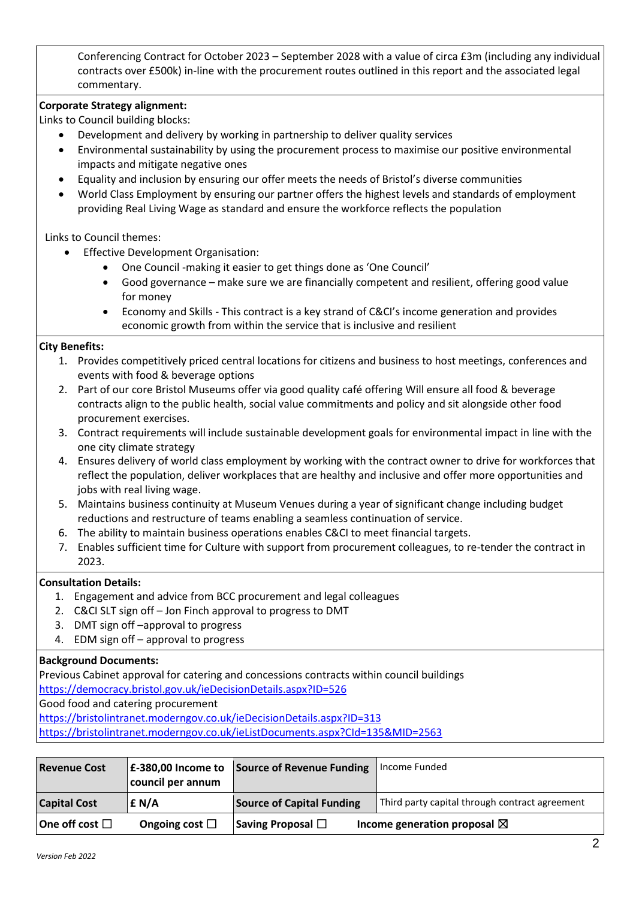Conferencing Contract for October 2023 – September 2028 with a value of circa £3m (including any individual contracts over £500k) in-line with the procurement routes outlined in this report and the associated legal commentary.

**Corporate Strategy alignment:**

Links to Council building blocks:

- Development and delivery by working in partnership to deliver quality services
- Environmental sustainability by using the procurement process to maximise our positive environmental impacts and mitigate negative ones
- Equality and inclusion by ensuring our offer meets the needs of Bristol's diverse communities
- World Class Employment by ensuring our partner offers the highest levels and standards of employment providing Real Living Wage as standard and ensure the workforce reflects the population

Links to Council themes:

- Effective Development Organisation:
  - One Council -making it easier to get things done as 'One Council'
  - Good governance – make sure we are financially competent and resilient, offering good value for money
  - Economy and Skills - This contract is a key strand of C&CI's income generation and provides economic growth from within the service that is inclusive and resilient

**City Benefits:**

1. Provides competitively priced central locations for citizens and business to host meetings, conferences and events with food & beverage options
2. Part of our core Bristol Museums offer via good quality café offering Will ensure all food & beverage contracts align to the public health, social value commitments and policy and sit alongside other food procurement exercises.
3. Contract requirements will include sustainable development goals for environmental impact in line with the one city climate strategy
4. Ensures delivery of world class employment by working with the contract owner to drive for workforces that reflect the population, deliver workplaces that are healthy and inclusive and offer more opportunities and jobs with real living wage.
5. Maintains business continuity at Museum Venues during a year of significant change including budget reductions and restructure of teams enabling a seamless continuation of service.
6. The ability to maintain business operations enables C&CI to meet financial targets.
7. Enables sufficient time for Culture with support from procurement colleagues, to re-tender the contract in 2023.

**Consultation Details:**

1. Engagement and advice from BCC procurement and legal colleagues
2. C&CI SLT sign off – Jon Finch approval to progress to DMT
3. DMT sign off –approval to progress
4. EDM sign off – approval to progress

**Background Documents:**

Previous Cabinet approval for catering and concessions contracts within council buildings
https://democracy.bristol.gov.uk/ieDecisionDetails.aspx?ID=526
Good food and catering procurement
https://bristolintranet.moderngov.co.uk/ieDecisionDetails.aspx?ID=313
https://bristolintranet.moderngov.co.uk/ieListDocuments.aspx?CId=135&MID=2563

| **Revenue Cost** | **£-380,00 Income to council per annum** | **Source of Revenue Funding** | Income Funded |
|---|---|---|---|
| **Capital Cost** | **£ N/A** | **Source of Capital Funding** | Third party capital through contract agreement |
| **One off cost ☐** | **Ongoing cost ☐** | **Saving Proposal ☐** | **Income generation proposal ☒** |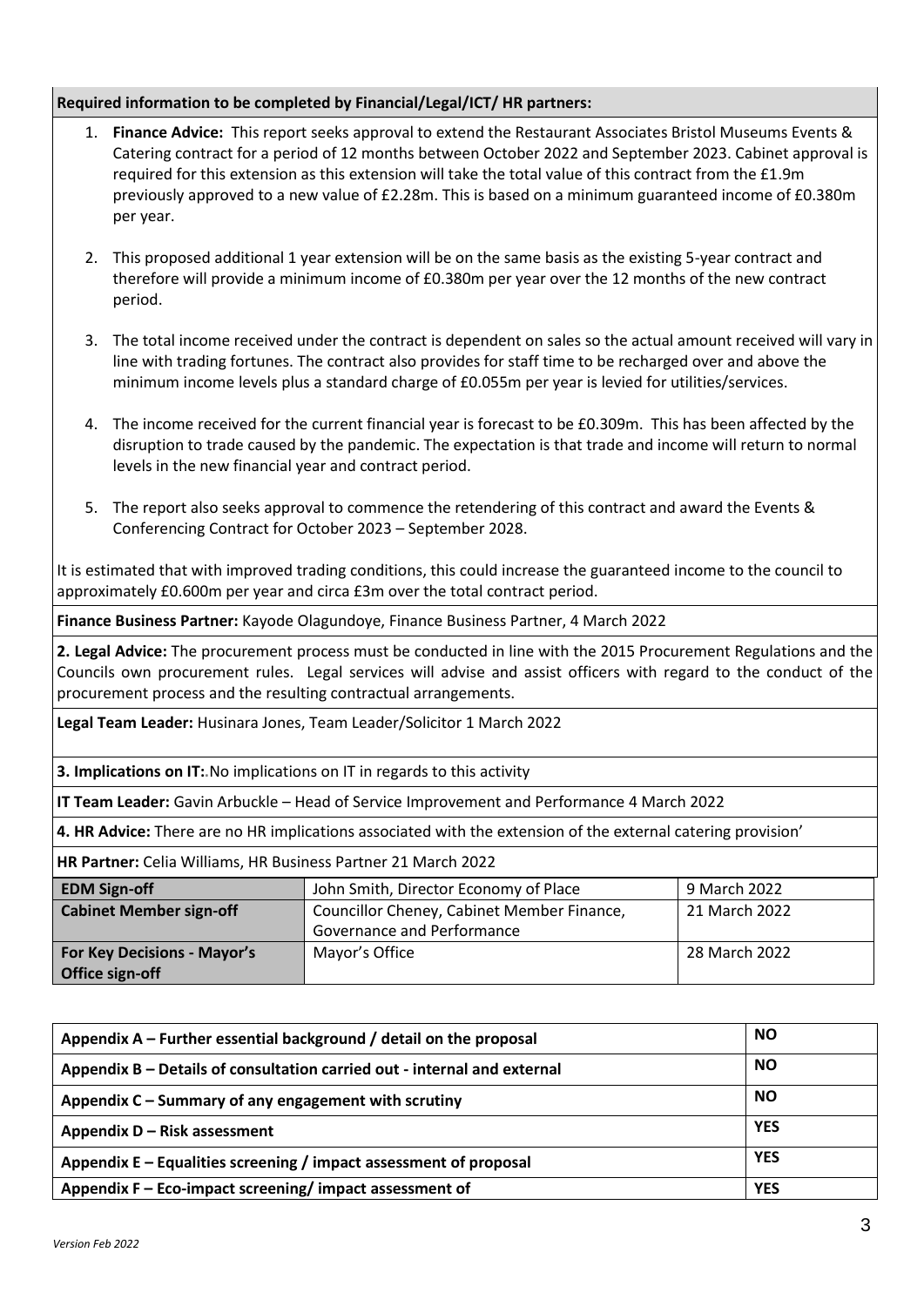**Required information to be completed by Financial/Legal/ICT/ HR partners:**

1. **Finance Advice:** This report seeks approval to extend the Restaurant Associates Bristol Museums Events & Catering contract for a period of 12 months between October 2022 and September 2023. Cabinet approval is required for this extension as this extension will take the total value of this contract from the £1.9m previously approved to a new value of £2.28m. This is based on a minimum guaranteed income of £0.380m per year.

2. This proposed additional 1 year extension will be on the same basis as the existing 5-year contract and therefore will provide a minimum income of £0.380m per year over the 12 months of the new contract period.

3. The total income received under the contract is dependent on sales so the actual amount received will vary in line with trading fortunes. The contract also provides for staff time to be recharged over and above the minimum income levels plus a standard charge of £0.055m per year is levied for utilities/services.

4. The income received for the current financial year is forecast to be £0.309m. This has been affected by the disruption to trade caused by the pandemic. The expectation is that trade and income will return to normal levels in the new financial year and contract period.

5. The report also seeks approval to commence the retendering of this contract and award the Events & Conferencing Contract for October 2023 – September 2028.

It is estimated that with improved trading conditions, this could increase the guaranteed income to the council to approximately £0.600m per year and circa £3m over the total contract period.

**Finance Business Partner:** Kayode Olagundoye, Finance Business Partner, 4 March 2022

**2. Legal Advice:** The procurement process must be conducted in line with the 2015 Procurement Regulations and the Councils own procurement rules. Legal services will advise and assist officers with regard to the conduct of the procurement process and the resulting contractual arrangements.

**Legal Team Leader:** Husinara Jones, Team Leader/Solicitor 1 March 2022

**3. Implications on IT:**.No implications on IT in regards to this activity

**IT Team Leader:** Gavin Arbuckle – Head of Service Improvement and Performance 4 March 2022

**4. HR Advice:** There are no HR implications associated with the extension of the external catering provision'

**HR Partner:** Celia Williams, HR Business Partner 21 March 2022

| | | |
|---|---|---|
| **EDM Sign-off** | John Smith, Director Economy of Place | 9 March 2022 |
| **Cabinet Member sign-off** | Councillor Cheney, Cabinet Member Finance, Governance and Performance | 21 March 2022 |
| **For Key Decisions - Mayor's Office sign-off** | Mayor's Office | 28 March 2022 |

| | |
|---|---|
| **Appendix A – Further essential background / detail on the proposal** | **NO** |
| **Appendix B – Details of consultation carried out - internal and external** | **NO** |
| **Appendix C – Summary of any engagement with scrutiny** | **NO** |
| **Appendix D – Risk assessment** | **YES** |
| **Appendix E – Equalities screening / impact assessment of proposal** | **YES** |
| **Appendix F – Eco-impact screening/ impact assessment of** | **YES** |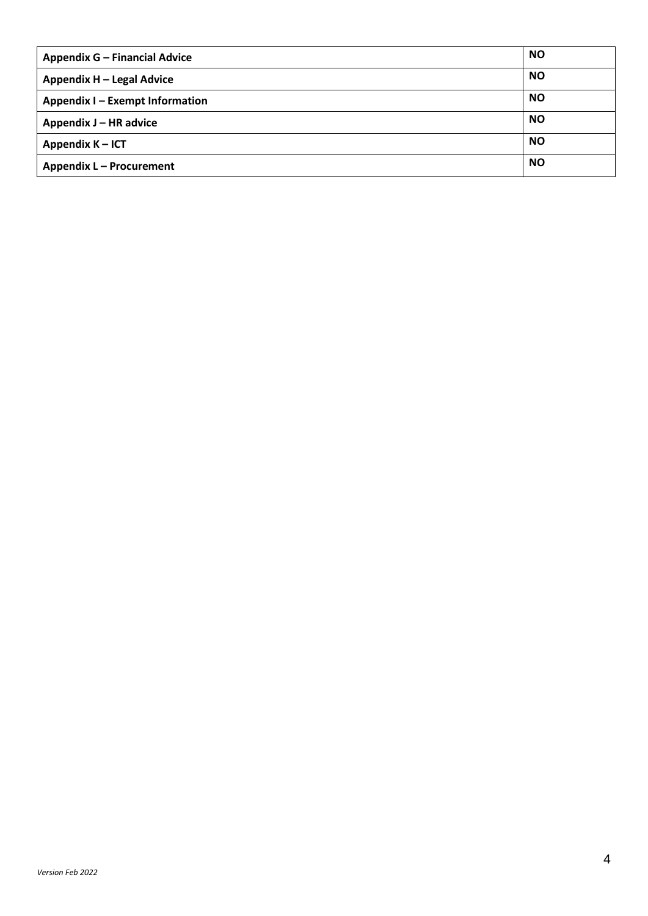| | |
|---|---|
| **Appendix G – Financial Advice** | **NO** |
| **Appendix H – Legal Advice** | **NO** |
| **Appendix I – Exempt Information** | **NO** |
| **Appendix J – HR advice** | **NO** |
| **Appendix K – ICT** | **NO** |
| **Appendix L – Procurement** | **NO** |